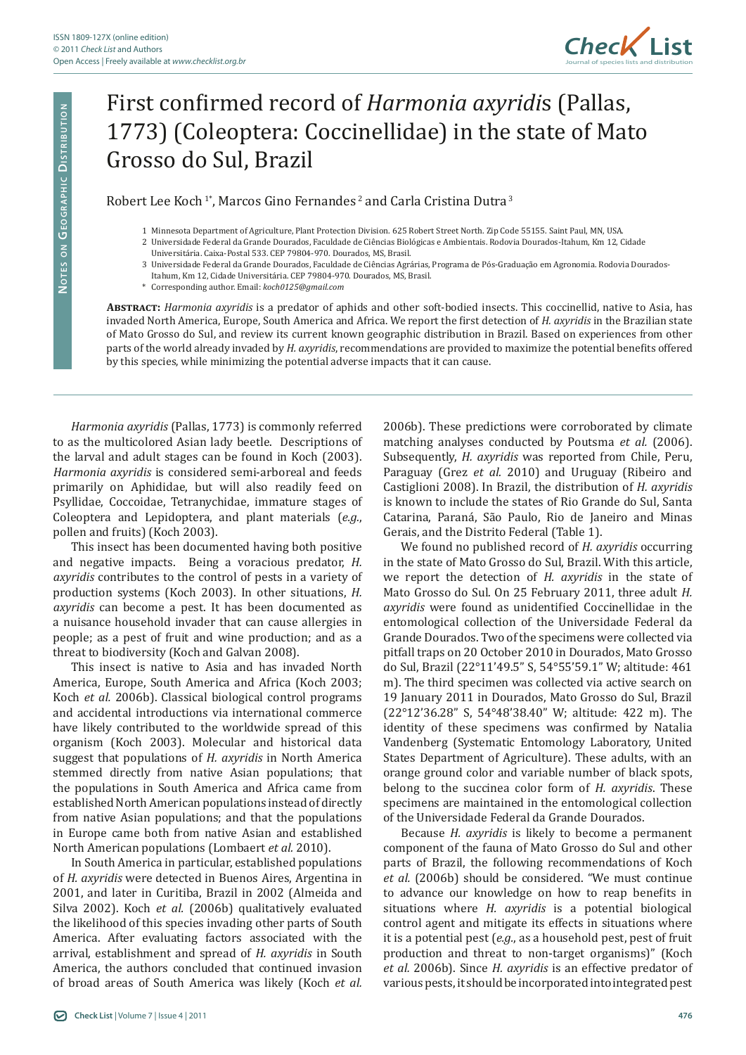# First confirmed record of *Harmonia axyridis* (Pallas, 1773) (Coleoptera: Coccinellidae) in the state of Mato Grosso do Sul, Brazil

Robert Lee Koch [1*], Marcos Gino Fernandes [2] and Carla Cristina Dutra [3]

1 Minnesota Department of Agriculture, Plant Protection Division. 625 Robert Street North. Zip Code 55155. Saint Paul, MN, USA.
2 Universidade Federal da Grande Dourados, Faculdade de Ciências Biológicas e Ambientais. Rodovia Dourados-Itahum, Km 12, Cidade Universitária. Caixa-Postal 533. CEP 79804-970. Dourados, MS, Brasil.
3 Universidade Federal da Grande Dourados, Faculdade de Ciências Agrárias, Programa de Pós-Graduação em Agronomia. Rodovia Dourados-Itahum, Km 12, Cidade Universitária. CEP 79804-970. Dourados, MS, Brasil.
\* Corresponding author. Email: *koch0125@gmail.com*

**Abstract:** *Harmonia axyridis* is a predator of aphids and other soft-bodied insects. This coccinellid, native to Asia, has invaded North America, Europe, South America and Africa. We report the first detection of *H. axyridis* in the Brazilian state of Mato Grosso do Sul, and review its current known geographic distribution in Brazil. Based on experiences from other parts of the world already invaded by *H. axyridis*, recommendations are provided to maximize the potential benefits offered by this species, while minimizing the potential adverse impacts that it can cause.

*Harmonia axyridis* (Pallas, 1773) is commonly referred to as the multicolored Asian lady beetle. Descriptions of the larval and adult stages can be found in Koch (2003). *Harmonia axyridis* is considered semi-arboreal and feeds primarily on Aphididae, but will also readily feed on Psyllidae, Coccoidae, Tetranychidae, immature stages of Coleoptera and Lepidoptera, and plant materials (*e.g.*, pollen and fruits) (Koch 2003).

This insect has been documented having both positive and negative impacts. Being a voracious predator, *H. axyridis* contributes to the control of pests in a variety of production systems (Koch 2003). In other situations, *H. axyridis* can become a pest. It has been documented as a nuisance household invader that can cause allergies in people; as a pest of fruit and wine production; and as a threat to biodiversity (Koch and Galvan 2008).

This insect is native to Asia and has invaded North America, Europe, South America and Africa (Koch 2003; Koch *et al.* 2006b). Classical biological control programs and accidental introductions via international commerce have likely contributed to the worldwide spread of this organism (Koch 2003). Molecular and historical data suggest that populations of *H. axyridis* in North America stemmed directly from native Asian populations; that the populations in South America and Africa came from established North American populations instead of directly from native Asian populations; and that the populations in Europe came both from native Asian and established North American populations (Lombaert *et al.* 2010).

In South America in particular, established populations of *H. axyridis* were detected in Buenos Aires, Argentina in 2001, and later in Curitiba, Brazil in 2002 (Almeida and Silva 2002). Koch *et al.* (2006b) qualitatively evaluated the likelihood of this species invading other parts of South America. After evaluating factors associated with the arrival, establishment and spread of *H. axyridis* in South America, the authors concluded that continued invasion of broad areas of South America was likely (Koch *et al.* 2006b). These predictions were corroborated by climate matching analyses conducted by Poutsma *et al.* (2006). Subsequently, *H. axyridis* was reported from Chile, Peru, Paraguay (Grez *et al.* 2010) and Uruguay (Ribeiro and Castiglioni 2008). In Brazil, the distribution of *H. axyridis* is known to include the states of Rio Grande do Sul, Santa Catarina, Paraná, São Paulo, Rio de Janeiro and Minas Gerais, and the Distrito Federal (Table 1).

We found no published record of *H. axyridis* occurring in the state of Mato Grosso do Sul, Brazil. With this article, we report the detection of *H. axyridis* in the state of Mato Grosso do Sul. On 25 February 2011, three adult *H. axyridis* were found as unidentified Coccinellidae in the entomological collection of the Universidade Federal da Grande Dourados. Two of the specimens were collected via pitfall traps on 20 October 2010 in Dourados, Mato Grosso do Sul, Brazil (22°11'49.5" S, 54°55'59.1" W; altitude: 461 m). The third specimen was collected via active search on 19 January 2011 in Dourados, Mato Grosso do Sul, Brazil (22°12'36.28" S, 54°48'38.40" W; altitude: 422 m). The identity of these specimens was confirmed by Natalia Vandenberg (Systematic Entomology Laboratory, United States Department of Agriculture). These adults, with an orange ground color and variable number of black spots, belong to the succinea color form of *H. axyridis*. These specimens are maintained in the entomological collection of the Universidade Federal da Grande Dourados.

Because *H. axyridis* is likely to become a permanent component of the fauna of Mato Grosso do Sul and other parts of Brazil, the following recommendations of Koch *et al.* (2006b) should be considered. "We must continue to advance our knowledge on how to reap benefits in situations where *H. axyridis* is a potential biological control agent and mitigate its effects in situations where it is a potential pest (*e.g.*, as a household pest, pest of fruit production and threat to non-target organisms)" (Koch *et al.* 2006b). Since *H. axyridis* is an effective predator of various pests, it should be incorporated into integrated pest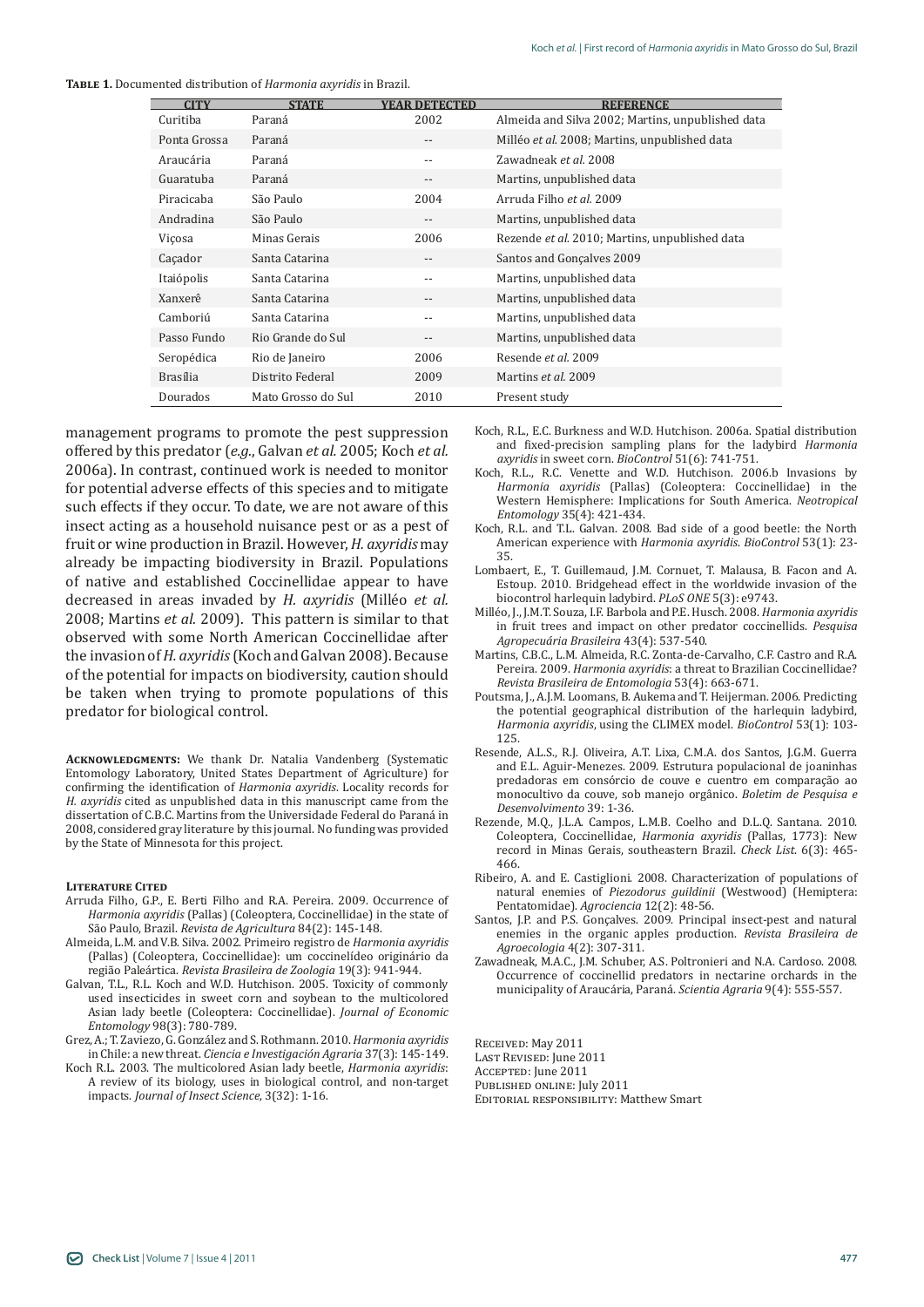**Table 1.** Documented distribution of *Harmonia axyridis* in Brazil.

| CITY | STATE | YEAR DETECTED | REFERENCE |
|---|---|---|---|
| Curitiba | Paraná | 2002 | Almeida and Silva 2002; Martins, unpublished data |
| Ponta Grossa | Paraná | -- | Milléo *et al.* 2008; Martins, unpublished data |
| Araucária | Paraná | -- | Zawadneak *et al.* 2008 |
| Guaratuba | Paraná | -- | Martins, unpublished data |
| Piracicaba | São Paulo | 2004 | Arruda Filho *et al.* 2009 |
| Andradina | São Paulo | -- | Martins, unpublished data |
| Viçosa | Minas Gerais | 2006 | Rezende *et al.* 2010; Martins, unpublished data |
| Caçador | Santa Catarina | -- | Santos and Gonçalves 2009 |
| Itaiópolis | Santa Catarina | -- | Martins, unpublished data |
| Xanxerê | Santa Catarina | -- | Martins, unpublished data |
| Camboriú | Santa Catarina | -- | Martins, unpublished data |
| Passo Fundo | Rio Grande do Sul | -- | Martins, unpublished data |
| Seropédica | Rio de Janeiro | 2006 | Resende *et al.* 2009 |
| Brasília | Distrito Federal | 2009 | Martins *et al.* 2009 |
| Dourados | Mato Grosso do Sul | 2010 | Present study |

management programs to promote the pest suppression offered by this predator (*e.g.*, Galvan *et al.* 2005; Koch *et al.* 2006a). In contrast, continued work is needed to monitor for potential adverse effects of this species and to mitigate such effects if they occur. To date, we are not aware of this insect acting as a household nuisance pest or as a pest of fruit or wine production in Brazil. However, *H. axyridis* may already be impacting biodiversity in Brazil. Populations of native and established Coccinellidae appear to have decreased in areas invaded by *H. axyridis* (Milléo *et al.* 2008; Martins *et al.* 2009). This pattern is similar to that observed with some North American Coccinellidae after the invasion of *H. axyridis* (Koch and Galvan 2008). Because of the potential for impacts on biodiversity, caution should be taken when trying to promote populations of this predator for biological control.

**Acknowledgments:** We thank Dr. Natalia Vandenberg (Systematic Entomology Laboratory, United States Department of Agriculture) for confirming the identification of *Harmonia axyridis*. Locality records for *H. axyridis* cited as unpublished data in this manuscript came from the dissertation of C.B.C. Martins from the Universidade Federal do Paraná in 2008, considered gray literature by this journal. No funding was provided by the State of Minnesota for this project.

## Literature Cited

Arruda Filho, G.P., E. Berti Filho and R.A. Pereira. 2009. Occurrence of *Harmonia axyridis* (Pallas) (Coleoptera, Coccinellidae) in the state of São Paulo, Brazil. *Revista de Agricultura* 84(2): 145-148.

Almeida, L.M. and V.B. Silva. 2002. Primeiro registro de *Harmonia axyridis* (Pallas) (Coleoptera, Coccinellidae): um coccinelídeo originário da região Paleártica. *Revista Brasileira de Zoologia* 19(3): 941-944.

Galvan, T.L., R.L. Koch and W.D. Hutchison. 2005. Toxicity of commonly used insecticides in sweet corn and soybean to the multicolored Asian lady beetle (Coleoptera: Coccinellidae). *Journal of Economic Entomology* 98(3): 780-789.

Grez, A.; T. Zaviezo, G. González and S. Rothmann. 2010. *Harmonia axyridis* in Chile: a new threat. *Ciencia e Investigación Agraria* 37(3): 145-149.

Koch R.L. 2003. The multicolored Asian lady beetle, *Harmonia axyridis*: A review of its biology, uses in biological control, and non-target impacts. *Journal of Insect Science*, 3(32): 1-16.

Koch, R.L., E.C. Burkness and W.D. Hutchison. 2006a. Spatial distribution and fixed-precision sampling plans for the ladybird *Harmonia axyridis* in sweet corn. *BioControl* 51(6): 741-751.

Koch, R.L., R.C. Venette and W.D. Hutchison. 2006.b Invasions by *Harmonia axyridis* (Pallas) (Coleoptera: Coccinellidae) in the Western Hemisphere: Implications for South America. *Neotropical Entomology* 35(4): 421-434.

Koch, R.L. and T.L. Galvan. 2008. Bad side of a good beetle: the North American experience with *Harmonia axyridis*. *BioControl* 53(1): 23-35.

Lombaert, E., T. Guillemaud, J.M. Cornuet, T. Malausa, B. Facon and A. Estoup. 2010. Bridgehead effect in the worldwide invasion of the biocontrol harlequin ladybird. *PLoS ONE* 5(3): e9743.

Milléo, J., J.M.T. Souza, I.F. Barbola and P.E. Husch. 2008. *Harmonia axyridis* in fruit trees and impact on other predator coccinellids. *Pesquisa Agropecuária Brasileira* 43(4): 537-540.

Martins, C.B.C., L.M. Almeida, R.C. Zonta-de-Carvalho, C.F. Castro and R.A. Pereira. 2009. *Harmonia axyridis*: a threat to Brazilian Coccinellidae? *Revista Brasileira de Entomologia* 53(4): 663-671.

Poutsma, J., A.J.M. Loomans, B. Aukema and T. Heijerman. 2006. Predicting the potential geographical distribution of the harlequin ladybird, *Harmonia axyridis*, using the CLIMEX model. *BioControl* 53(1): 103-125.

Resende, A.L.S., R.J. Oliveira, A.T. Lixa, C.M.A. dos Santos, J.G.M. Guerra and E.L. Aguir-Menezes. 2009. Estrutura populacional de joaninhas predadoras em consórcio de couve e cuentro em comparação ao monocultivo da couve, sob manejo orgânico. *Boletim de Pesquisa e Desenvolvimento* 39: 1-36.

Rezende, M.Q., J.L.A. Campos, L.M.B. Coelho and D.L.Q. Santana. 2010. Coleoptera, Coccinellidae, *Harmonia axyridis* (Pallas, 1773): New record in Minas Gerais, southeastern Brazil. *Check List.* 6(3): 465-466.

Ribeiro, A. and E. Castiglioni. 2008. Characterization of populations of natural enemies of *Piezodorus guildinii* (Westwood) (Hemiptera: Pentatomidae). *Agrociencia* 12(2): 48-56.

Santos, J.P. and P.S. Gonçalves. 2009. Principal insect-pest and natural enemies in the organic apples production. *Revista Brasileira de Agroecologia* 4(2): 307-311.

Zawadneak, M.A.C., J.M. Schuber, A.S. Poltronieri and N.A. Cardoso. 2008. Occurrence of coccinellid predators in nectarine orchards in the municipality of Araucária, Paraná. *Scientia Agraria* 9(4): 555-557.

Received: May 2011
Last Revised: June 2011
Accepted: June 2011
Published online: July 2011
Editorial responsibility: Matthew Smart